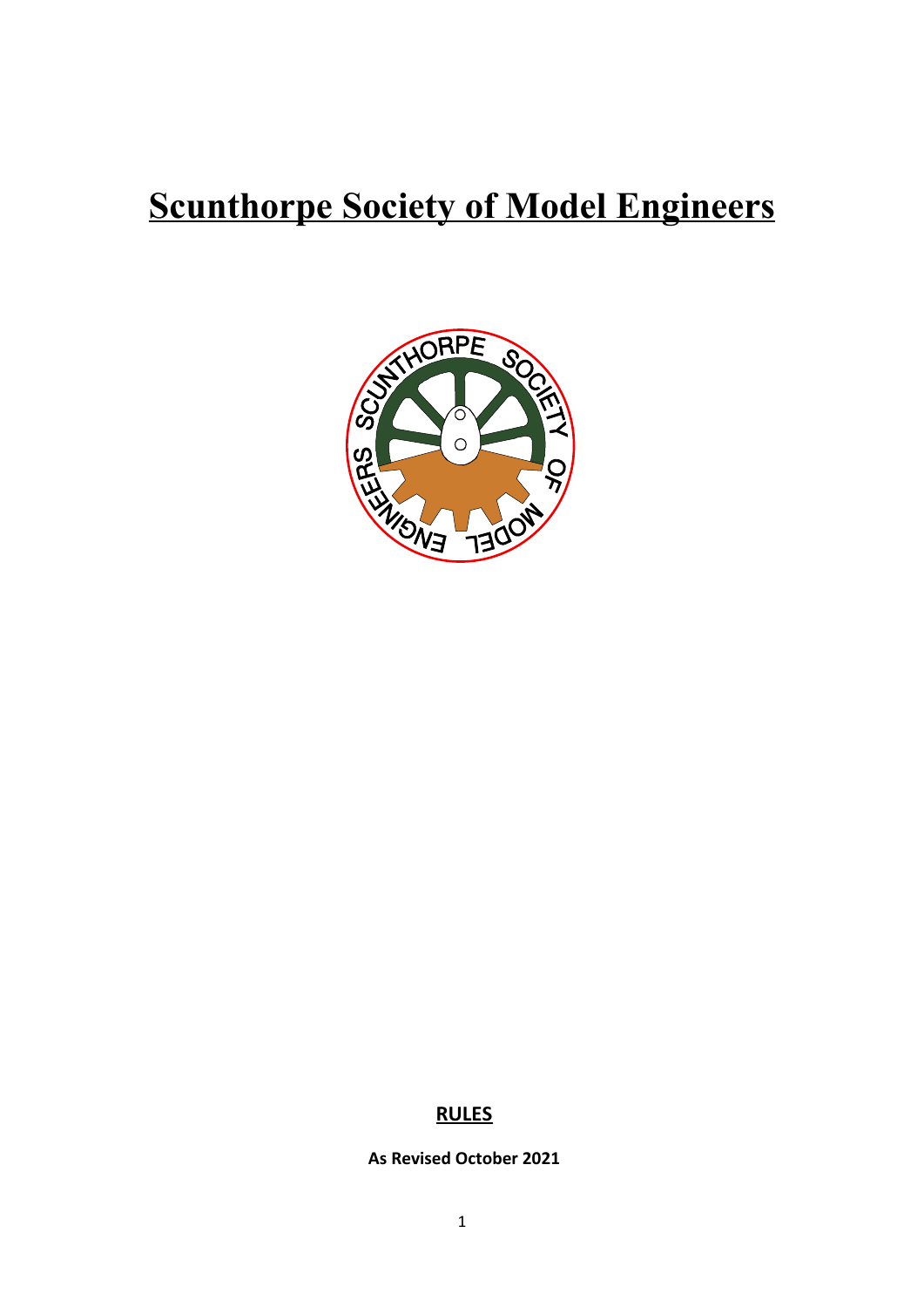# Scunthorpe Society of Model Engineers

**RULES**

**As Revised October 2021**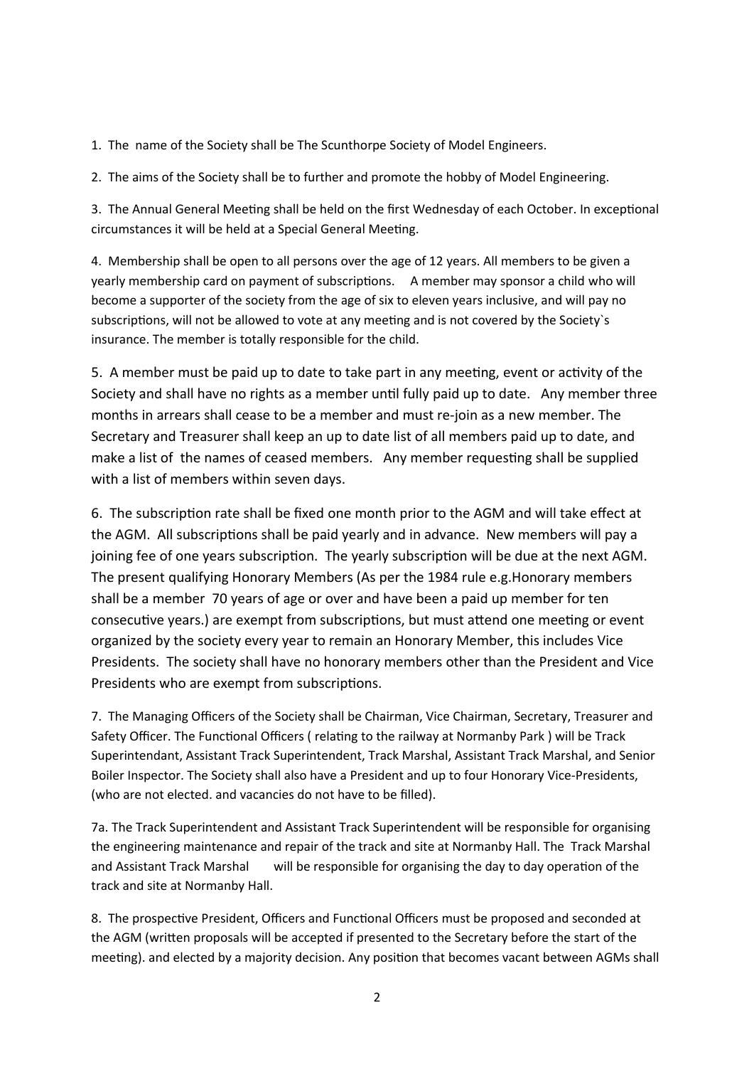1. The name of the Society shall be The Scunthorpe Society of Model Engineers.

2. The aims of the Society shall be to further and promote the hobby of Model Engineering.

3. The Annual General Meeting shall be held on the first Wednesday of each October. In exceptional circumstances it will be held at a Special General Meeting.

4. Membership shall be open to all persons over the age of 12 years. All members to be given a yearly membership card on payment of subscriptions. A member may sponsor a child who will become a supporter of the society from the age of six to eleven years inclusive, and will pay no subscriptions, will not be allowed to vote at any meeting and is not covered by the Society`s insurance. The member is totally responsible for the child.

5. A member must be paid up to date to take part in any meeting, event or activity of the Society and shall have no rights as a member until fully paid up to date. Any member three months in arrears shall cease to be a member and must re-join as a new member. The Secretary and Treasurer shall keep an up to date list of all members paid up to date, and make a list of the names of ceased members. Any member requesting shall be supplied with a list of members within seven days.

6. The subscription rate shall be fixed one month prior to the AGM and will take effect at the AGM. All subscriptions shall be paid yearly and in advance. New members will pay a joining fee of one years subscription. The yearly subscription will be due at the next AGM. The present qualifying Honorary Members (As per the 1984 rule e.g.Honorary members shall be a member 70 years of age or over and have been a paid up member for ten consecutive years.) are exempt from subscriptions, but must attend one meeting or event organized by the society every year to remain an Honorary Member, this includes Vice Presidents. The society shall have no honorary members other than the President and Vice Presidents who are exempt from subscriptions.

7. The Managing Officers of the Society shall be Chairman, Vice Chairman, Secretary, Treasurer and Safety Officer. The Functional Officers ( relating to the railway at Normanby Park ) will be Track Superintendant, Assistant Track Superintendent, Track Marshal, Assistant Track Marshal, and Senior Boiler Inspector. The Society shall also have a President and up to four Honorary Vice-Presidents, (who are not elected. and vacancies do not have to be filled).

7a. The Track Superintendent and Assistant Track Superintendent will be responsible for organising the engineering maintenance and repair of the track and site at Normanby Hall. The Track Marshal and Assistant Track Marshal will be responsible for organising the day to day operation of the track and site at Normanby Hall.

8. The prospective President, Officers and Functional Officers must be proposed and seconded at the AGM (written proposals will be accepted if presented to the Secretary before the start of the meeting). and elected by a majority decision. Any position that becomes vacant between AGMs shall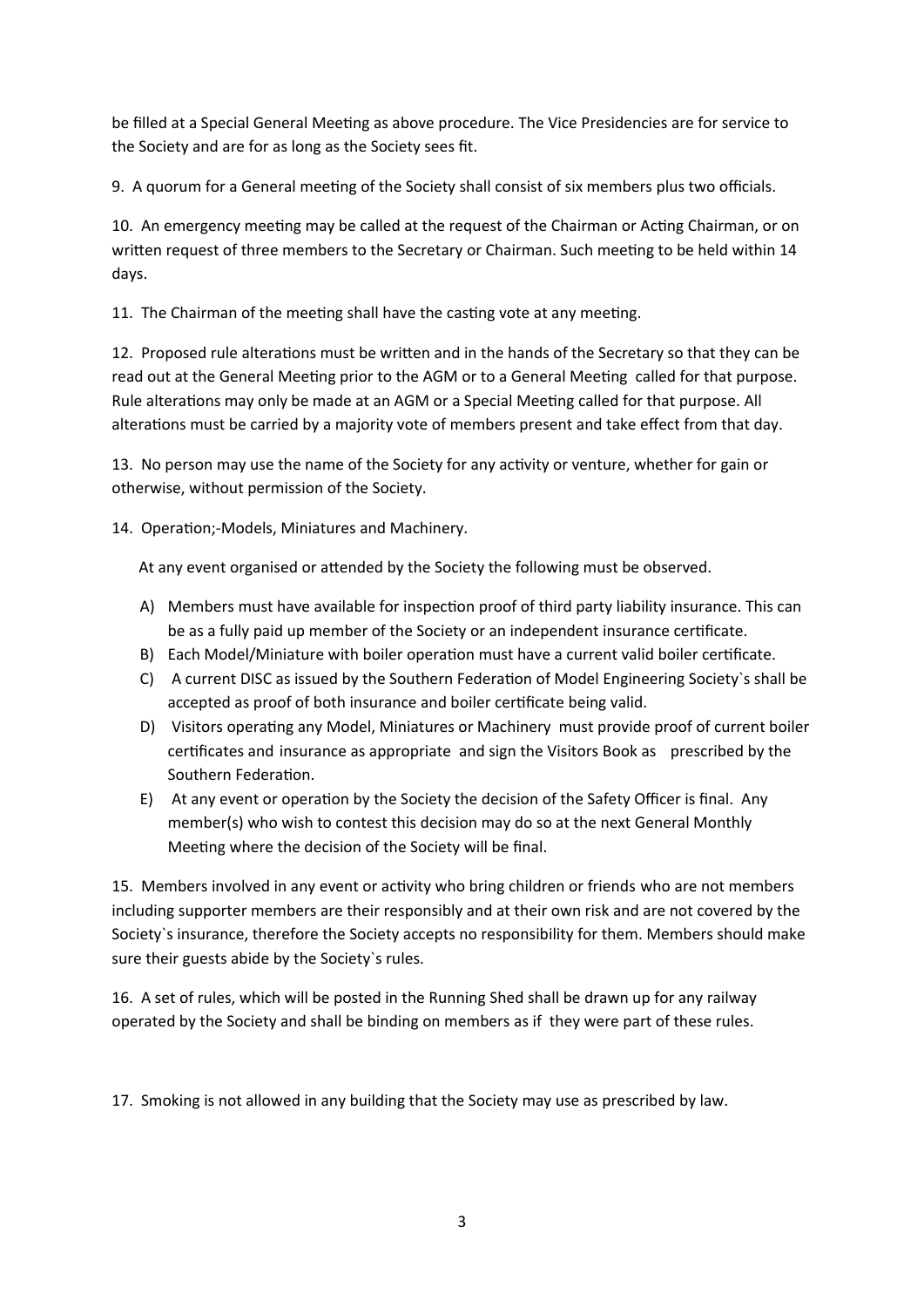be filled at a Special General Meeting as above procedure. The Vice Presidencies are for service to the Society and are for as long as the Society sees fit.

9. A quorum for a General meeting of the Society shall consist of six members plus two officials.

10. An emergency meeting may be called at the request of the Chairman or Acting Chairman, or on written request of three members to the Secretary or Chairman. Such meeting to be held within 14 days.

11. The Chairman of the meeting shall have the casting vote at any meeting.

12. Proposed rule alterations must be written and in the hands of the Secretary so that they can be read out at the General Meeting prior to the AGM or to a General Meeting called for that purpose. Rule alterations may only be made at an AGM or a Special Meeting called for that purpose. All alterations must be carried by a majority vote of members present and take effect from that day.

13. No person may use the name of the Society for any activity or venture, whether for gain or otherwise, without permission of the Society.

14. Operation;-Models, Miniatures and Machinery.

At any event organised or attended by the Society the following must be observed.

A) Members must have available for inspection proof of third party liability insurance. This can be as a fully paid up member of the Society or an independent insurance certificate.
B) Each Model/Miniature with boiler operation must have a current valid boiler certificate.
C) A current DISC as issued by the Southern Federation of Model Engineering Society`s shall be accepted as proof of both insurance and boiler certificate being valid.
D) Visitors operating any Model, Miniatures or Machinery must provide proof of current boiler certificates and insurance as appropriate and sign the Visitors Book as prescribed by the Southern Federation.
E) At any event or operation by the Society the decision of the Safety Officer is final. Any member(s) who wish to contest this decision may do so at the next General Monthly Meeting where the decision of the Society will be final.

15. Members involved in any event or activity who bring children or friends who are not members including supporter members are their responsibly and at their own risk and are not covered by the Society`s insurance, therefore the Society accepts no responsibility for them. Members should make sure their guests abide by the Society`s rules.

16. A set of rules, which will be posted in the Running Shed shall be drawn up for any railway operated by the Society and shall be binding on members as if they were part of these rules.

17. Smoking is not allowed in any building that the Society may use as prescribed by law.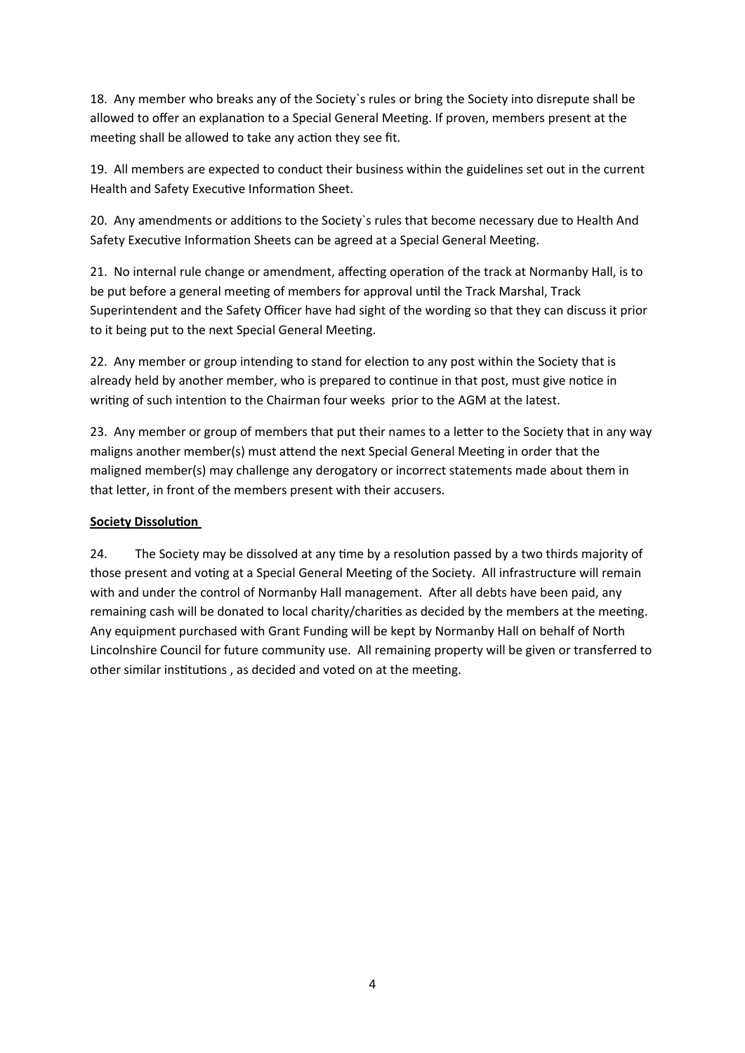18. Any member who breaks any of the Society`s rules or bring the Society into disrepute shall be allowed to offer an explanation to a Special General Meeting. If proven, members present at the meeting shall be allowed to take any action they see fit.

19. All members are expected to conduct their business within the guidelines set out in the current Health and Safety Executive Information Sheet.

20. Any amendments or additions to the Society`s rules that become necessary due to Health And Safety Executive Information Sheets can be agreed at a Special General Meeting.

21. No internal rule change or amendment, affecting operation of the track at Normanby Hall, is to be put before a general meeting of members for approval until the Track Marshal, Track Superintendent and the Safety Officer have had sight of the wording so that they can discuss it prior to it being put to the next Special General Meeting.

22. Any member or group intending to stand for election to any post within the Society that is already held by another member, who is prepared to continue in that post, must give notice in writing of such intention to the Chairman four weeks prior to the AGM at the latest.

23. Any member or group of members that put their names to a letter to the Society that in any way maligns another member(s) must attend the next Special General Meeting in order that the maligned member(s) may challenge any derogatory or incorrect statements made about them in that letter, in front of the members present with their accusers.

**Society Dissolution**

24. The Society may be dissolved at any time by a resolution passed by a two thirds majority of those present and voting at a Special General Meeting of the Society. All infrastructure will remain with and under the control of Normanby Hall management. After all debts have been paid, any remaining cash will be donated to local charity/charities as decided by the members at the meeting. Any equipment purchased with Grant Funding will be kept by Normanby Hall on behalf of North Lincolnshire Council for future community use. All remaining property will be given or transferred to other similar institutions , as decided and voted on at the meeting.